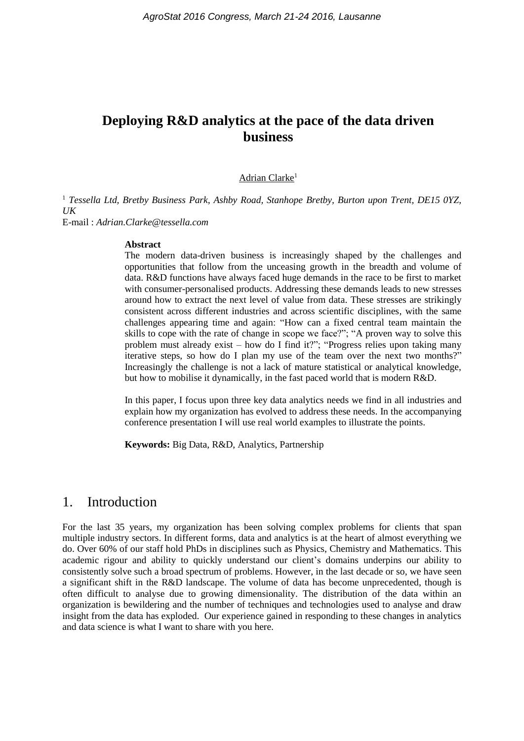# Deploying R&D analytics at the pace of the data driven business

Adrian Clarke[1]

[1] *Tessella Ltd, Bretby Business Park, Ashby Road, Stanhope Bretby, Burton upon Trent, DE15 0YZ, UK*

E-mail : *Adrian.Clarke@tessella.com*

**Abstract**

The modern data-driven business is increasingly shaped by the challenges and opportunities that follow from the unceasing growth in the breadth and volume of data. R&D functions have always faced huge demands in the race to be first to market with consumer-personalised products. Addressing these demands leads to new stresses around how to extract the next level of value from data. These stresses are strikingly consistent across different industries and across scientific disciplines, with the same challenges appearing time and again: "How can a fixed central team maintain the skills to cope with the rate of change in scope we face?"; "A proven way to solve this problem must already exist – how do I find it?"; "Progress relies upon taking many iterative steps, so how do I plan my use of the team over the next two months?" Increasingly the challenge is not a lack of mature statistical or analytical knowledge, but how to mobilise it dynamically, in the fast paced world that is modern R&D.

In this paper, I focus upon three key data analytics needs we find in all industries and explain how my organization has evolved to address these needs. In the accompanying conference presentation I will use real world examples to illustrate the points.

**Keywords:** Big Data, R&D, Analytics, Partnership

## 1. Introduction

For the last 35 years, my organization has been solving complex problems for clients that span multiple industry sectors. In different forms, data and analytics is at the heart of almost everything we do. Over 60% of our staff hold PhDs in disciplines such as Physics, Chemistry and Mathematics. This academic rigour and ability to quickly understand our client's domains underpins our ability to consistently solve such a broad spectrum of problems. However, in the last decade or so, we have seen a significant shift in the R&D landscape. The volume of data has become unprecedented, though is often difficult to analyse due to growing dimensionality. The distribution of the data within an organization is bewildering and the number of techniques and technologies used to analyse and draw insight from the data has exploded. Our experience gained in responding to these changes in analytics and data science is what I want to share with you here.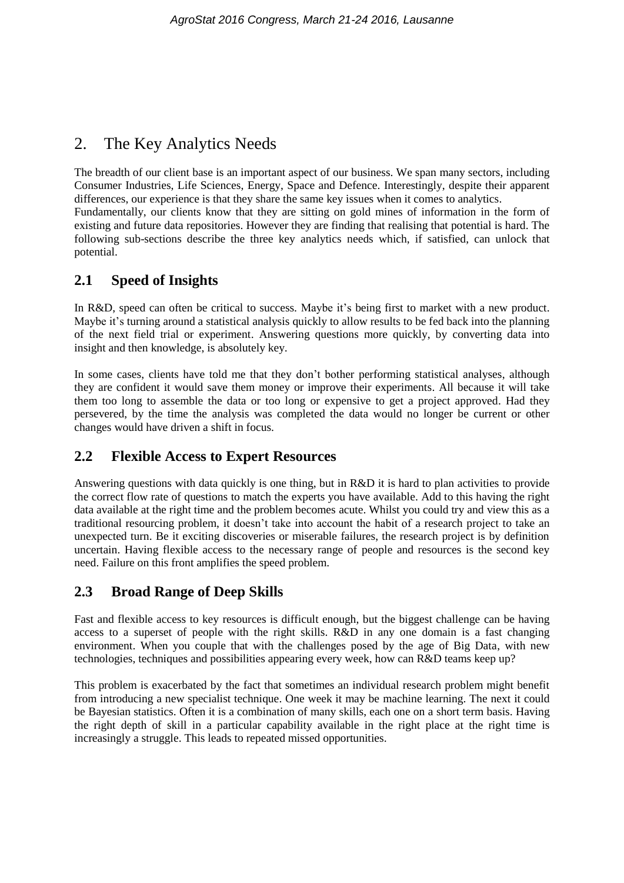## 2. The Key Analytics Needs

The breadth of our client base is an important aspect of our business. We span many sectors, including Consumer Industries, Life Sciences, Energy, Space and Defence. Interestingly, despite their apparent differences, our experience is that they share the same key issues when it comes to analytics.
Fundamentally, our clients know that they are sitting on gold mines of information in the form of existing and future data repositories. However they are finding that realising that potential is hard. The following sub-sections describe the three key analytics needs which, if satisfied, can unlock that potential.

### 2.1 Speed of Insights

In R&D, speed can often be critical to success. Maybe it's being first to market with a new product. Maybe it's turning around a statistical analysis quickly to allow results to be fed back into the planning of the next field trial or experiment. Answering questions more quickly, by converting data into insight and then knowledge, is absolutely key.

In some cases, clients have told me that they don't bother performing statistical analyses, although they are confident it would save them money or improve their experiments. All because it will take them too long to assemble the data or too long or expensive to get a project approved. Had they persevered, by the time the analysis was completed the data would no longer be current or other changes would have driven a shift in focus.

### 2.2 Flexible Access to Expert Resources

Answering questions with data quickly is one thing, but in R&D it is hard to plan activities to provide the correct flow rate of questions to match the experts you have available. Add to this having the right data available at the right time and the problem becomes acute. Whilst you could try and view this as a traditional resourcing problem, it doesn't take into account the habit of a research project to take an unexpected turn. Be it exciting discoveries or miserable failures, the research project is by definition uncertain. Having flexible access to the necessary range of people and resources is the second key need. Failure on this front amplifies the speed problem.

### 2.3 Broad Range of Deep Skills

Fast and flexible access to key resources is difficult enough, but the biggest challenge can be having access to a superset of people with the right skills. R&D in any one domain is a fast changing environment. When you couple that with the challenges posed by the age of Big Data, with new technologies, techniques and possibilities appearing every week, how can R&D teams keep up?

This problem is exacerbated by the fact that sometimes an individual research problem might benefit from introducing a new specialist technique. One week it may be machine learning. The next it could be Bayesian statistics. Often it is a combination of many skills, each one on a short term basis. Having the right depth of skill in a particular capability available in the right place at the right time is increasingly a struggle. This leads to repeated missed opportunities.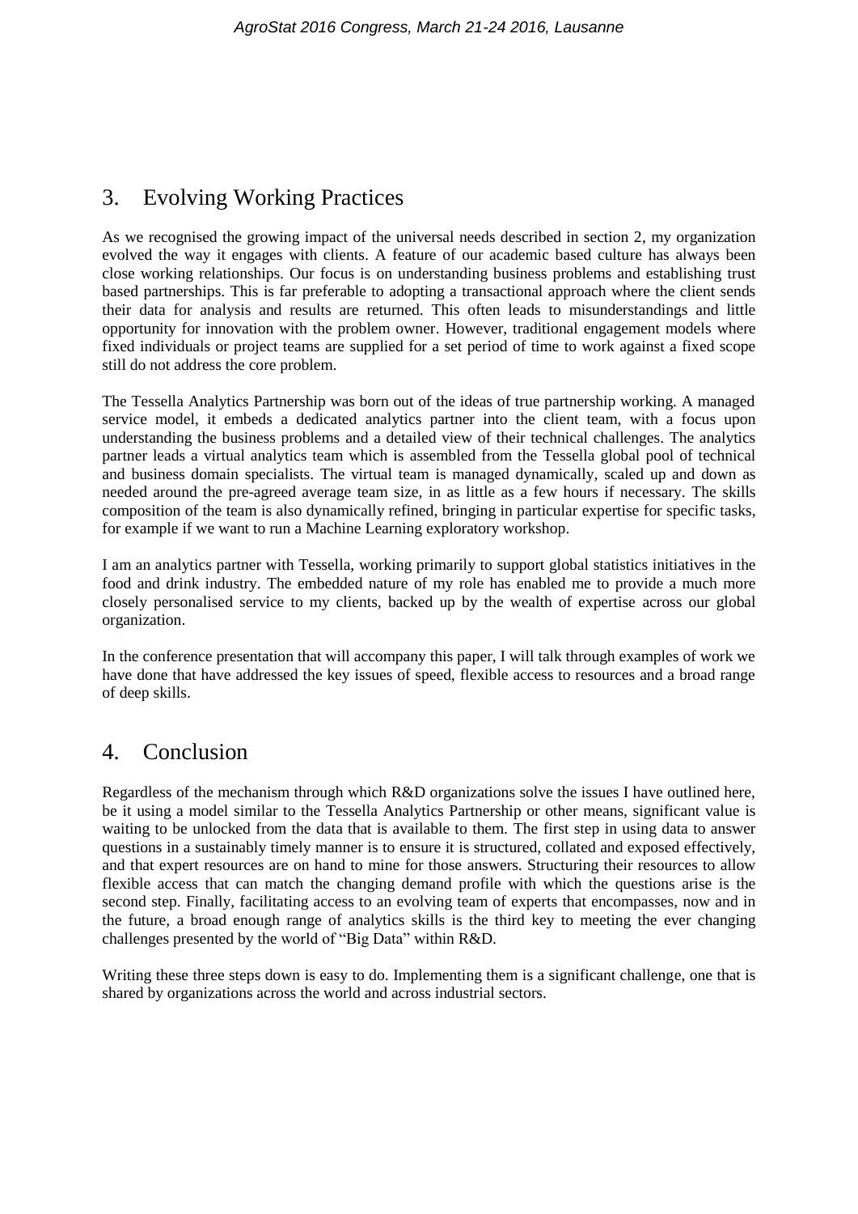## 3. Evolving Working Practices

As we recognised the growing impact of the universal needs described in section 2, my organization evolved the way it engages with clients. A feature of our academic based culture has always been close working relationships. Our focus is on understanding business problems and establishing trust based partnerships. This is far preferable to adopting a transactional approach where the client sends their data for analysis and results are returned. This often leads to misunderstandings and little opportunity for innovation with the problem owner. However, traditional engagement models where fixed individuals or project teams are supplied for a set period of time to work against a fixed scope still do not address the core problem.

The Tessella Analytics Partnership was born out of the ideas of true partnership working. A managed service model, it embeds a dedicated analytics partner into the client team, with a focus upon understanding the business problems and a detailed view of their technical challenges. The analytics partner leads a virtual analytics team which is assembled from the Tessella global pool of technical and business domain specialists. The virtual team is managed dynamically, scaled up and down as needed around the pre-agreed average team size, in as little as a few hours if necessary. The skills composition of the team is also dynamically refined, bringing in particular expertise for specific tasks, for example if we want to run a Machine Learning exploratory workshop.

I am an analytics partner with Tessella, working primarily to support global statistics initiatives in the food and drink industry. The embedded nature of my role has enabled me to provide a much more closely personalised service to my clients, backed up by the wealth of expertise across our global organization.

In the conference presentation that will accompany this paper, I will talk through examples of work we have done that have addressed the key issues of speed, flexible access to resources and a broad range of deep skills.

## 4. Conclusion

Regardless of the mechanism through which R&D organizations solve the issues I have outlined here, be it using a model similar to the Tessella Analytics Partnership or other means, significant value is waiting to be unlocked from the data that is available to them. The first step in using data to answer questions in a sustainably timely manner is to ensure it is structured, collated and exposed effectively, and that expert resources are on hand to mine for those answers. Structuring their resources to allow flexible access that can match the changing demand profile with which the questions arise is the second step. Finally, facilitating access to an evolving team of experts that encompasses, now and in the future, a broad enough range of analytics skills is the third key to meeting the ever changing challenges presented by the world of "Big Data" within R&D.

Writing these three steps down is easy to do. Implementing them is a significant challenge, one that is shared by organizations across the world and across industrial sectors.